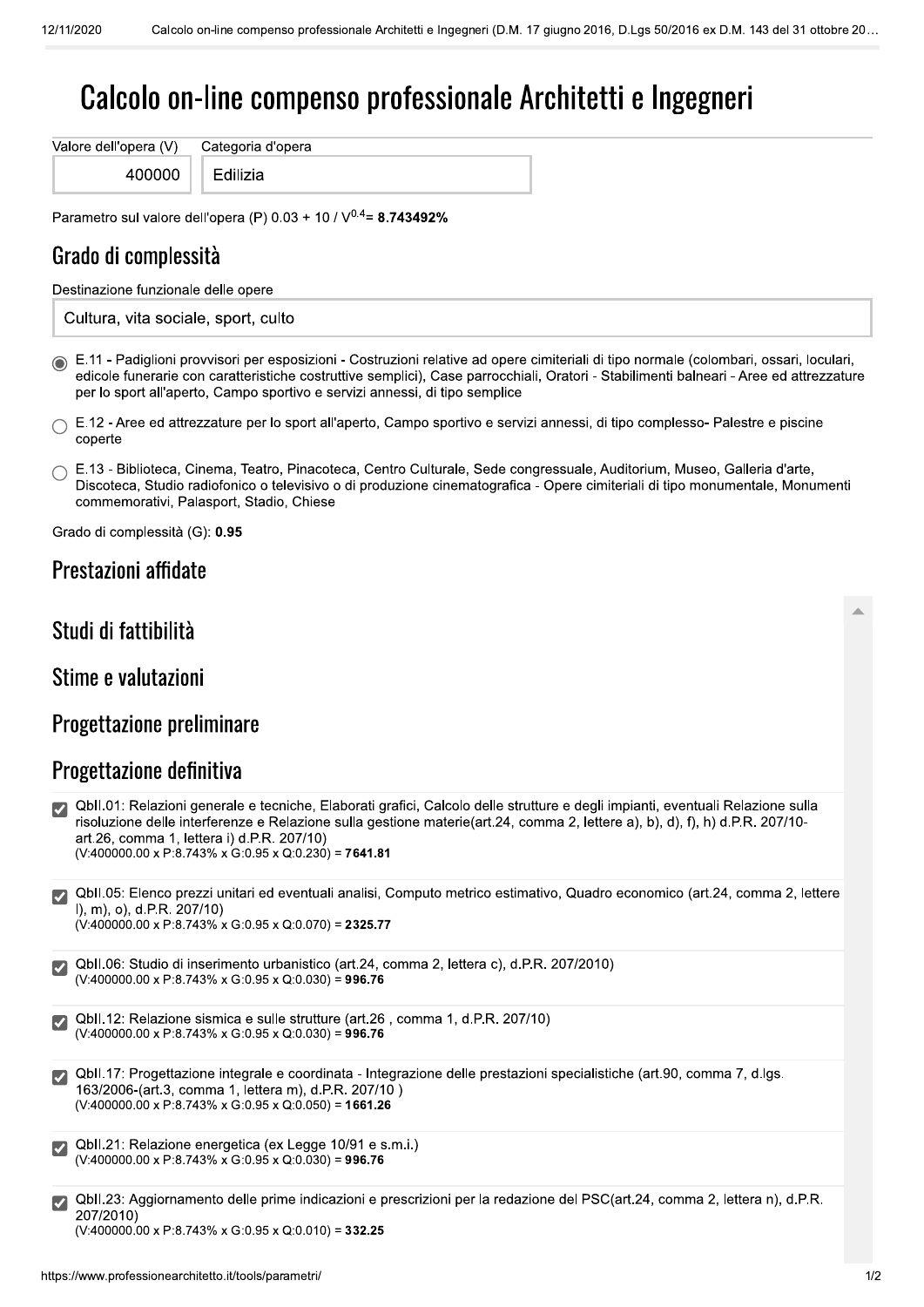# Calcolo on-line compenso professionale Architetti e Ingegneri

| Valore dell'opera (V) | Categoria d'opera |
|---|---|
| 400000 | Edilizia |

Parametro sul valore dell'opera (P) $0.03 + 10 / V^{0.4}$= **8.743492%**

## Grado di complessità

Destinazione funzionale delle opere

Cultura, vita sociale, sport, culto

- (◉) E.11 - Padiglioni provvisori per esposizioni - Costruzioni relative ad opere cimiteriali di tipo normale (colombari, ossari, loculari, edicole funerarie con caratteristiche costruttive semplici), Case parrocchiali, Oratori - Stabilimenti balneari - Aree ed attrezzature per lo sport all'aperto, Campo sportivo e servizi annessi, di tipo semplice
- ( ) E.12 - Aree ed attrezzature per lo sport all'aperto, Campo sportivo e servizi annessi, di tipo complesso- Palestre e piscine coperte
- ( ) E.13 - Biblioteca, Cinema, Teatro, Pinacoteca, Centro Culturale, Sede congressuale, Auditorium, Museo, Galleria d'arte, Discoteca, Studio radiofonico o televisivo o di produzione cinematografica - Opere cimiteriali di tipo monumentale, Monumenti commemorativi, Palasport, Stadio, Chiese

Grado di complessità (G): **0.95**

## Prestazioni affidate

## Studi di fattibilità

## Stime e valutazioni

## Progettazione preliminare

## Progettazione definitiva

- [x] QbII.01: Relazioni generale e tecniche, Elaborati grafici, Calcolo delle strutture e degli impianti, eventuali Relazione sulla risoluzione delle interferenze e Relazione sulla gestione materie(art.24, comma 2, lettere a), b), d), f), h) d.P.R. 207/10- art.26, comma 1, lettera i) d.P.R. 207/10)
  (V:400000.00 x P:8.743% x G:0.95 x Q:0.230) = **7641.81**

- [x] QbII.05: Elenco prezzi unitari ed eventuali analisi, Computo metrico estimativo, Quadro economico (art.24, comma 2, lettere l), m), o), d.P.R. 207/10)
  (V:400000.00 x P:8.743% x G:0.95 x Q:0.070) = **2325.77**

- [x] QbII.06: Studio di inserimento urbanistico (art.24, comma 2, lettera c), d.P.R. 207/2010)
  (V:400000.00 x P:8.743% x G:0.95 x Q:0.030) = **996.76**

- [x] QbII.12: Relazione sismica e sulle strutture (art.26 , comma 1, d.P.R. 207/10)
  (V:400000.00 x P:8.743% x G:0.95 x Q:0.030) = **996.76**

- [x] QbII.17: Progettazione integrale e coordinata - Integrazione delle prestazioni specialistiche (art.90, comma 7, d.lgs. 163/2006-(art.3, comma 1, lettera m), d.P.R. 207/10 )
  (V:400000.00 x P:8.743% x G:0.95 x Q:0.050) = **1661.26**

- [x] QbII.21: Relazione energetica (ex Legge 10/91 e s.m.i.)
  (V:400000.00 x P:8.743% x G:0.95 x Q:0.030) = **996.76**

- [x] QbII.23: Aggiornamento delle prime indicazioni e prescrizioni per la redazione del PSC(art.24, comma 2, lettera n), d.P.R. 207/2010)
  (V:400000.00 x P:8.743% x G:0.95 x Q:0.010) = **332.25**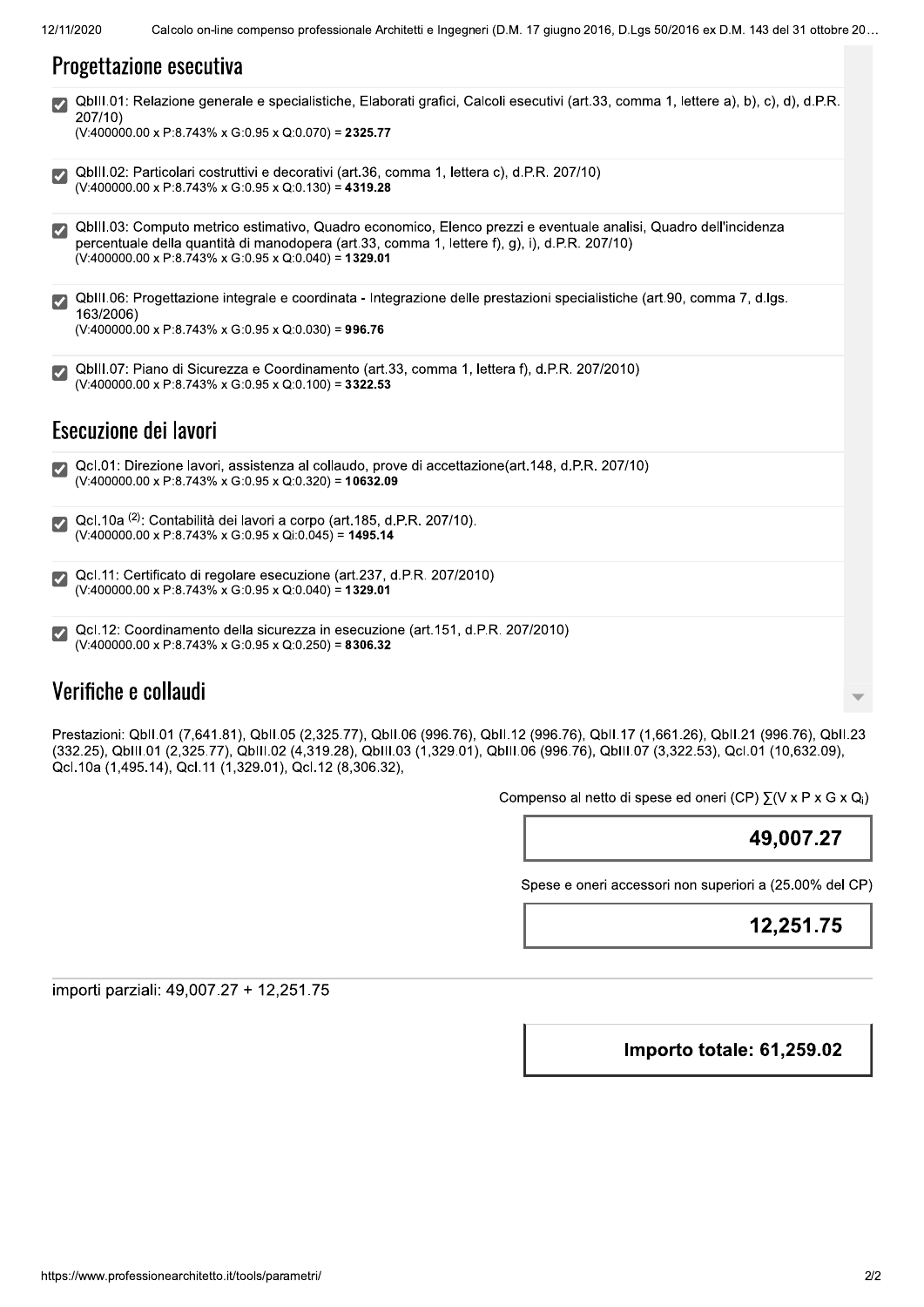## Progettazione esecutiva

- ☑ QbIII.01: Relazione generale e specialistiche, Elaborati grafici, Calcoli esecutivi (art.33, comma 1, lettere a), b), c), d), d.P.R. 207/10)
  (V:400000.00 x P:8.743% x G:0.95 x Q:0.070) = **2325.77**

- ☑ QbIII.02: Particolari costruttivi e decorativi (art.36, comma 1, lettera c), d.P.R. 207/10)
  (V:400000.00 x P:8.743% x G:0.95 x Q:0.130) = **4319.28**

- ☑ QbIII.03: Computo metrico estimativo, Quadro economico, Elenco prezzi e eventuale analisi, Quadro dell'incidenza percentuale della quantità di manodopera (art.33, comma 1, lettere f), g), i), d.P.R. 207/10)
  (V:400000.00 x P:8.743% x G:0.95 x Q:0.040) = **1329.01**

- ☑ QbIII.06: Progettazione integrale e coordinata - Integrazione delle prestazioni specialistiche (art.90, comma 7, d.lgs. 163/2006)
  (V:400000.00 x P:8.743% x G:0.95 x Q:0.030) = **996.76**

- ☑ QbIII.07: Piano di Sicurezza e Coordinamento (art.33, comma 1, lettera f), d.P.R. 207/2010)
  (V:400000.00 x P:8.743% x G:0.95 x Q:0.100) = **3322.53**

## Esecuzione dei lavori

- ☑ QcI.01: Direzione lavori, assistenza al collaudo, prove di accettazione(art.148, d.P.R. 207/10)
  (V:400000.00 x P:8.743% x G:0.95 x Q:0.320) = **10632.09**

- ☑ QcI.10a [(2)]: Contabilità dei lavori a corpo (art.185, d.P.R. 207/10).
  (V:400000.00 x P:8.743% x G:0.95 x Qi:0.045) = **1495.14**

- ☑ QcI.11: Certificato di regolare esecuzione (art.237, d.P.R. 207/2010)
  (V:400000.00 x P:8.743% x G:0.95 x Q:0.040) = **1329.01**

- ☑ QcI.12: Coordinamento della sicurezza in esecuzione (art.151, d.P.R. 207/2010)
  (V:400000.00 x P:8.743% x G:0.95 x Q:0.250) = **8306.32**

## Verifiche e collaudi

Prestazioni: QbII.01 (7,641.81), QbII.05 (2,325.77), QbII.06 (996.76), QbII.12 (996.76), QbII.17 (1,661.26), QbII.21 (996.76), QbII.23 (332.25), QbIII.01 (2,325.77), QbIII.02 (4,319.28), QbIII.03 (1,329.01), QbIII.06 (996.76), QbIII.07 (3,322.53), QcI.01 (10,632.09), QcI.10a (1,495.14), QcI.11 (1,329.01), QcI.12 (8,306.32),

Compenso al netto di spese ed oneri (CP) $\sum(V \times P \times G \times Q_i)$

**49,007.27**

Spese e oneri accessori non superiori a (25.00% del CP)

**12,251.75**

importi parziali: 49,007.27 + 12,251.75

**Importo totale: 61,259.02**